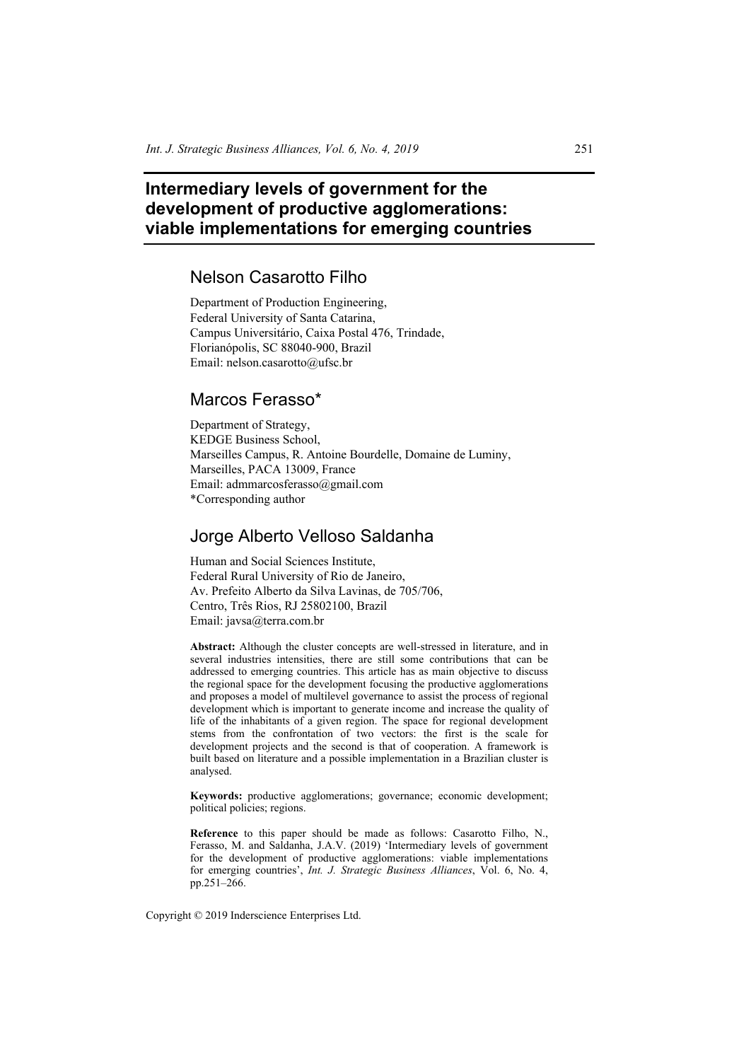# Intermediary levels of government for the development of productive agglomerations: viable implementations for emerging countries

## Nelson Casarotto Filho

Department of Production Engineering,
Federal University of Santa Catarina,
Campus Universitário, Caixa Postal 476, Trindade,
Florianópolis, SC 88040-900, Brazil
Email: nelson.casarotto@ufsc.br

## Marcos Ferasso*

Department of Strategy,
KEDGE Business School,
Marseilles Campus, R. Antoine Bourdelle, Domaine de Luminy,
Marseilles, PACA 13009, France
Email: admmarcosferasso@gmail.com
*Corresponding author

## Jorge Alberto Velloso Saldanha

Human and Social Sciences Institute,
Federal Rural University of Rio de Janeiro,
Av. Prefeito Alberto da Silva Lavinas, de 705/706,
Centro, Três Rios, RJ 25802100, Brazil
Email: javsa@terra.com.br

**Abstract:** Although the cluster concepts are well-stressed in literature, and in several industries intensities, there are still some contributions that can be addressed to emerging countries. This article has as main objective to discuss the regional space for the development focusing the productive agglomerations and proposes a model of multilevel governance to assist the process of regional development which is important to generate income and increase the quality of life of the inhabitants of a given region. The space for regional development stems from the confrontation of two vectors: the first is the scale for development projects and the second is that of cooperation. A framework is built based on literature and a possible implementation in a Brazilian cluster is analysed.

**Keywords:** productive agglomerations; governance; economic development; political policies; regions.

**Reference** to this paper should be made as follows: Casarotto Filho, N., Ferasso, M. and Saldanha, J.A.V. (2019) 'Intermediary levels of government for the development of productive agglomerations: viable implementations for emerging countries', *Int. J. Strategic Business Alliances*, Vol. 6, No. 4, pp.251–266.

Copyright © 2019 Inderscience Enterprises Ltd.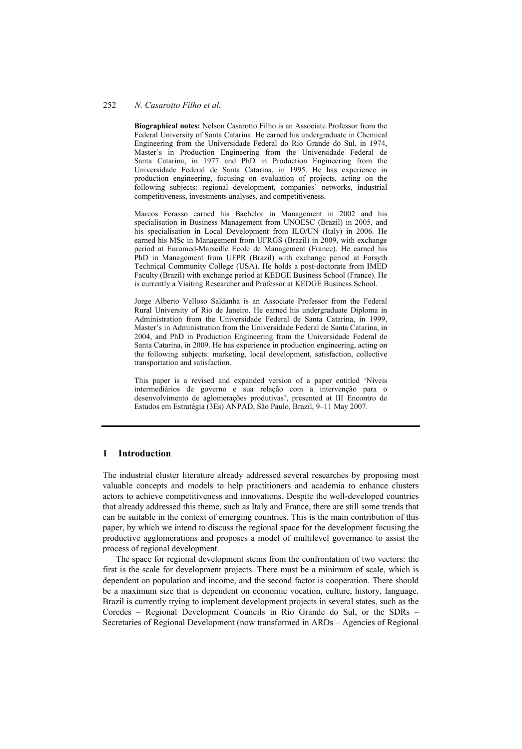**Biographical notes:** Nelson Casarotto Filho is an Associate Professor from the Federal University of Santa Catarina. He earned his undergraduate in Chemical Engineering from the Universidade Federal do Rio Grande do Sul, in 1974, Master's in Production Engineering from the Universidade Federal de Santa Catarina, in 1977 and PhD in Production Engineering from the Universidade Federal de Santa Catarina, in 1995. He has experience in production engineering, focusing on evaluation of projects, acting on the following subjects: regional development, companies' networks, industrial competitiveness, investments analyses, and competitiveness.

Marcos Ferasso earned his Bachelor in Management in 2002 and his specialisation in Business Management from UNOESC (Brazil) in 2005, and his specialisation in Local Development from ILO/UN (Italy) in 2006. He earned his MSc in Management from UFRGS (Brazil) in 2009, with exchange period at Euromed-Marseille Ecole de Management (France). He earned his PhD in Management from UFPR (Brazil) with exchange period at Forsyth Technical Community College (USA). He holds a post-doctorate from IMED Faculty (Brazil) with exchange period at KEDGE Business School (France). He is currently a Visiting Researcher and Professor at KEDGE Business School.

Jorge Alberto Velloso Saldanha is an Associate Professor from the Federal Rural University of Rio de Janeiro. He earned his undergraduate Diploma in Administration from the Universidade Federal de Santa Catarina, in 1999, Master's in Administration from the Universidade Federal de Santa Catarina, in 2004, and PhD in Production Engineering from the Universidade Federal de Santa Catarina, in 2009. He has experience in production engineering, acting on the following subjects: marketing, local development, satisfaction, collective transportation and satisfaction.

This paper is a revised and expanded version of a paper entitled 'Níveis intermediários de governo e sua relação com a intervenção para o desenvolvimento de aglomerações produtivas', presented at III Encontro de Estudos em Estratégia (3Es) ANPAD, São Paulo, Brazil, 9–11 May 2007.

## 1 Introduction

The industrial cluster literature already addressed several researches by proposing most valuable concepts and models to help practitioners and academia to enhance clusters actors to achieve competitiveness and innovations. Despite the well-developed countries that already addressed this theme, such as Italy and France, there are still some trends that can be suitable in the context of emerging countries. This is the main contribution of this paper, by which we intend to discuss the regional space for the development focusing the productive agglomerations and proposes a model of multilevel governance to assist the process of regional development.

The space for regional development stems from the confrontation of two vectors: the first is the scale for development projects. There must be a minimum of scale, which is dependent on population and income, and the second factor is cooperation. There should be a maximum size that is dependent on economic vocation, culture, history, language. Brazil is currently trying to implement development projects in several states, such as the Coredes – Regional Development Councils in Rio Grande do Sul, or the SDRs – Secretaries of Regional Development (now transformed in ARDs – Agencies of Regional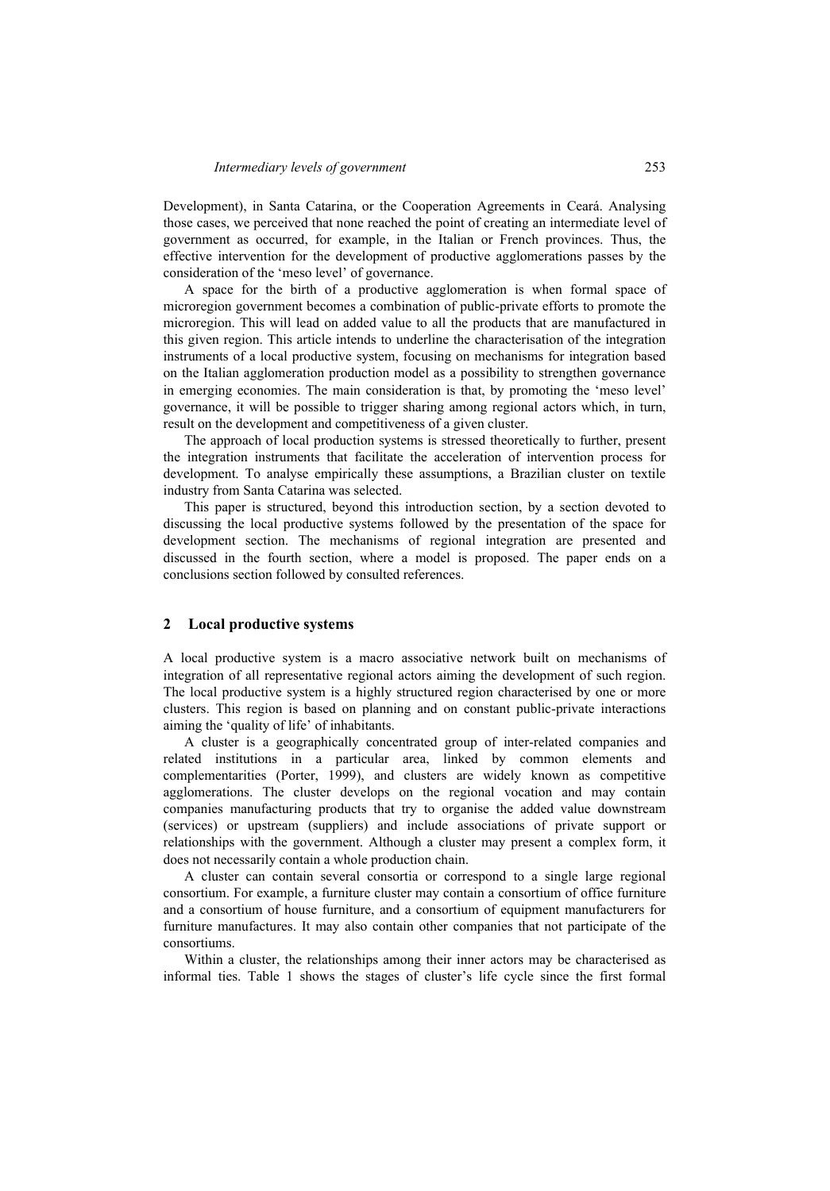Development), in Santa Catarina, or the Cooperation Agreements in Ceará. Analysing those cases, we perceived that none reached the point of creating an intermediate level of government as occurred, for example, in the Italian or French provinces. Thus, the effective intervention for the development of productive agglomerations passes by the consideration of the 'meso level' of governance.

A space for the birth of a productive agglomeration is when formal space of microregion government becomes a combination of public-private efforts to promote the microregion. This will lead on added value to all the products that are manufactured in this given region. This article intends to underline the characterisation of the integration instruments of a local productive system, focusing on mechanisms for integration based on the Italian agglomeration production model as a possibility to strengthen governance in emerging economies. The main consideration is that, by promoting the 'meso level' governance, it will be possible to trigger sharing among regional actors which, in turn, result on the development and competitiveness of a given cluster.

The approach of local production systems is stressed theoretically to further, present the integration instruments that facilitate the acceleration of intervention process for development. To analyse empirically these assumptions, a Brazilian cluster on textile industry from Santa Catarina was selected.

This paper is structured, beyond this introduction section, by a section devoted to discussing the local productive systems followed by the presentation of the space for development section. The mechanisms of regional integration are presented and discussed in the fourth section, where a model is proposed. The paper ends on a conclusions section followed by consulted references.

## 2 Local productive systems

A local productive system is a macro associative network built on mechanisms of integration of all representative regional actors aiming the development of such region. The local productive system is a highly structured region characterised by one or more clusters. This region is based on planning and on constant public-private interactions aiming the 'quality of life' of inhabitants.

A cluster is a geographically concentrated group of inter-related companies and related institutions in a particular area, linked by common elements and complementarities (Porter, 1999), and clusters are widely known as competitive agglomerations. The cluster develops on the regional vocation and may contain companies manufacturing products that try to organise the added value downstream (services) or upstream (suppliers) and include associations of private support or relationships with the government. Although a cluster may present a complex form, it does not necessarily contain a whole production chain.

A cluster can contain several consortia or correspond to a single large regional consortium. For example, a furniture cluster may contain a consortium of office furniture and a consortium of house furniture, and a consortium of equipment manufacturers for furniture manufactures. It may also contain other companies that not participate of the consortiums.

Within a cluster, the relationships among their inner actors may be characterised as informal ties. Table 1 shows the stages of cluster's life cycle since the first formal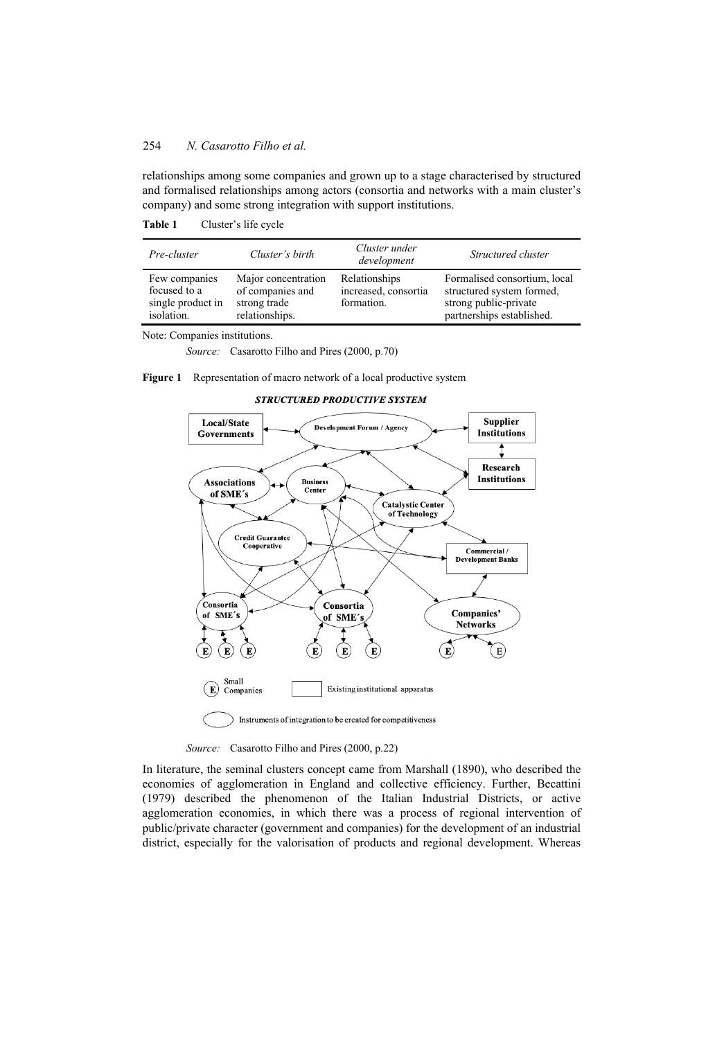relationships among some companies and grown up to a stage characterised by structured and formalised relationships among actors (consortia and networks with a main cluster's company) and some strong integration with support institutions.

**Table 1** Cluster's life cycle

| *Pre-cluster* | *Cluster's birth* | *Cluster under development* | *Structured cluster* |
|---|---|---|---|
| Few companies focused to a single product in isolation. | Major concentration of companies and strong trade relationships. | Relationships increased, consortia formation. | Formalised consortium, local structured system formed, strong public-private partnerships established. |

Note: Companies institutions.

*Source:* Casarotto Filho and Pires (2000, p.70)

**Figure 1** Representation of macro network of a local productive system

*Source:* Casarotto Filho and Pires (2000, p.22)

In literature, the seminal clusters concept came from Marshall (1890), who described the economies of agglomeration in England and collective efficiency. Further, Becattini (1979) described the phenomenon of the Italian Industrial Districts, or active agglomeration economies, in which there was a process of regional intervention of public/private character (government and companies) for the development of an industrial district, especially for the valorisation of products and regional development. Whereas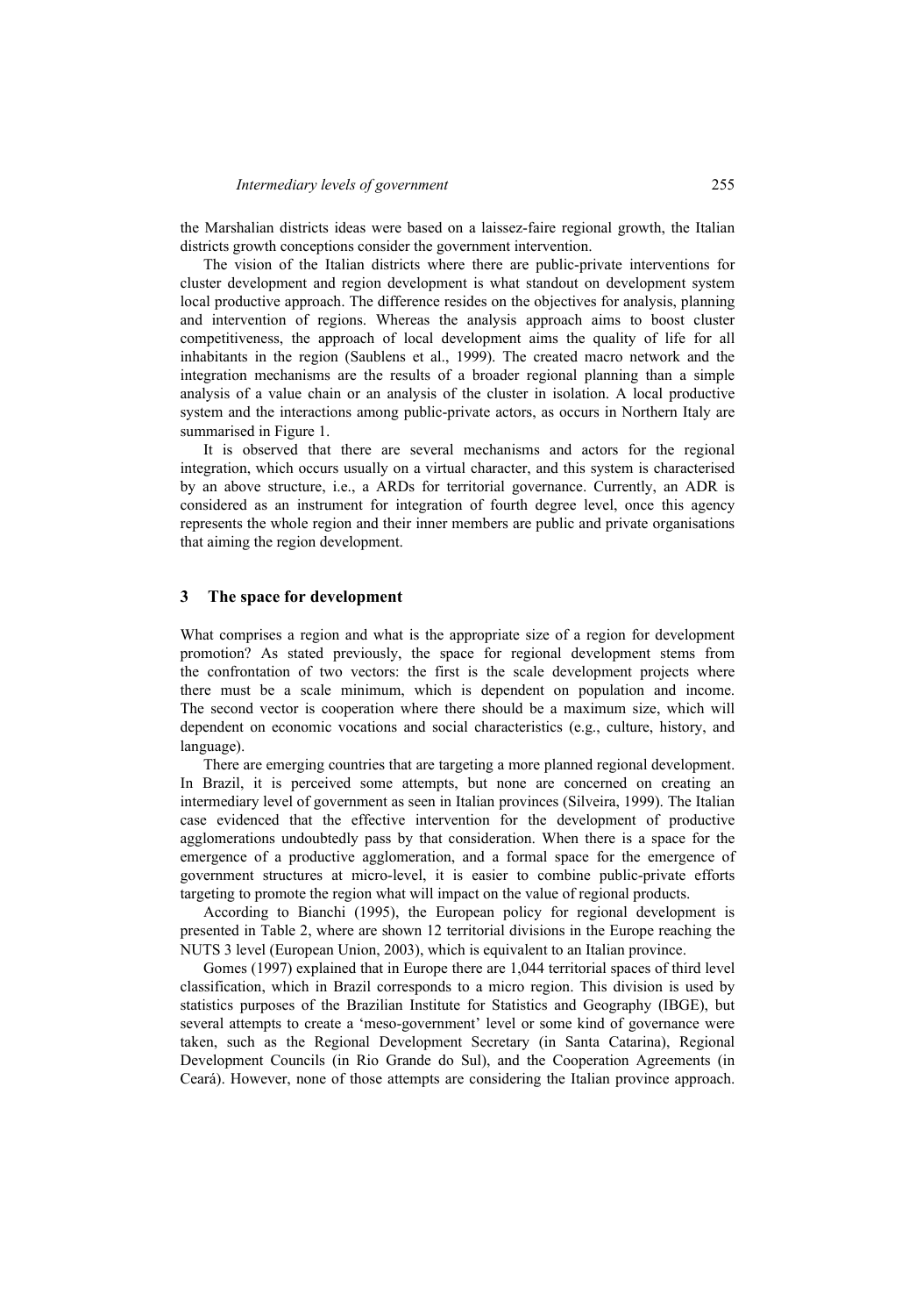the Marshalian districts ideas were based on a laissez-faire regional growth, the Italian districts growth conceptions consider the government intervention.

The vision of the Italian districts where there are public-private interventions for cluster development and region development is what standout on development system local productive approach. The difference resides on the objectives for analysis, planning and intervention of regions. Whereas the analysis approach aims to boost cluster competitiveness, the approach of local development aims the quality of life for all inhabitants in the region (Saublens et al., 1999). The created macro network and the integration mechanisms are the results of a broader regional planning than a simple analysis of a value chain or an analysis of the cluster in isolation. A local productive system and the interactions among public-private actors, as occurs in Northern Italy are summarised in Figure 1.

It is observed that there are several mechanisms and actors for the regional integration, which occurs usually on a virtual character, and this system is characterised by an above structure, i.e., a ARDs for territorial governance. Currently, an ADR is considered as an instrument for integration of fourth degree level, once this agency represents the whole region and their inner members are public and private organisations that aiming the region development.

## 3 The space for development

What comprises a region and what is the appropriate size of a region for development promotion? As stated previously, the space for regional development stems from the confrontation of two vectors: the first is the scale development projects where there must be a scale minimum, which is dependent on population and income. The second vector is cooperation where there should be a maximum size, which will dependent on economic vocations and social characteristics (e.g., culture, history, and language).

There are emerging countries that are targeting a more planned regional development. In Brazil, it is perceived some attempts, but none are concerned on creating an intermediary level of government as seen in Italian provinces (Silveira, 1999). The Italian case evidenced that the effective intervention for the development of productive agglomerations undoubtedly pass by that consideration. When there is a space for the emergence of a productive agglomeration, and a formal space for the emergence of government structures at micro-level, it is easier to combine public-private efforts targeting to promote the region what will impact on the value of regional products.

According to Bianchi (1995), the European policy for regional development is presented in Table 2, where are shown 12 territorial divisions in the Europe reaching the NUTS 3 level (European Union, 2003), which is equivalent to an Italian province.

Gomes (1997) explained that in Europe there are 1,044 territorial spaces of third level classification, which in Brazil corresponds to a micro region. This division is used by statistics purposes of the Brazilian Institute for Statistics and Geography (IBGE), but several attempts to create a 'meso-government' level or some kind of governance were taken, such as the Regional Development Secretary (in Santa Catarina), Regional Development Councils (in Rio Grande do Sul), and the Cooperation Agreements (in Ceará). However, none of those attempts are considering the Italian province approach.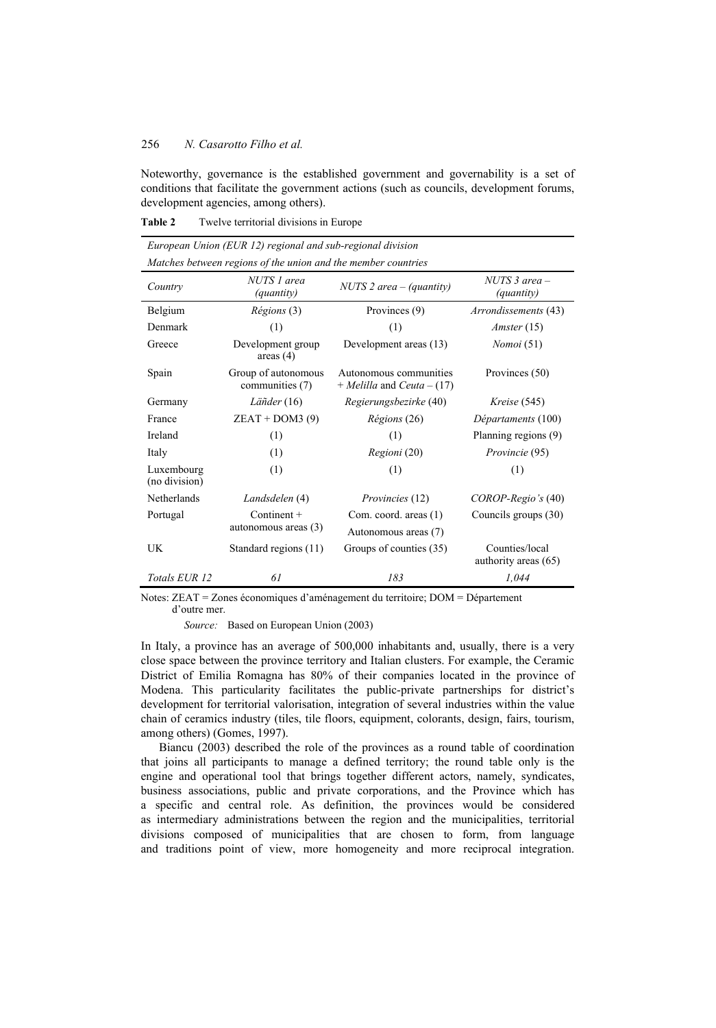Noteworthy, governance is the established government and governability is a set of conditions that facilitate the government actions (such as councils, development forums, development agencies, among others).

**Table 2** Twelve territorial divisions in Europe

| *European Union (EUR 12) regional and sub-regional division* | | | |
|---|---|---|---|
| *Matches between regions of the union and the member countries* | | | |
| *Country* | *NUTS 1 area (quantity)* | *NUTS 2 area – (quantity)* | *NUTS 3 area – (quantity)* |
| Belgium | *Régions* (3) | Provinces (9) | *Arrondissements* (43) |
| Denmark | (1) | (1) | *Amster* (15) |
| Greece | Development group areas (4) | Development areas (13) | *Nomoi* (51) |
| Spain | Group of autonomous communities (7) | Autonomous communities + *Melilla* and *Ceuta* – (17) | Provinces (50) |
| Germany | *Lãñder* (16) | *Regierungsbezirke* (40) | *Kreise* (545) |
| France | ZEAT + DOM3 (9) | *Régions* (26) | *Départaments* (100) |
| Ireland | (1) | (1) | Planning regions (9) |
| Italy | (1) | *Regioni* (20) | *Provincie* (95) |
| Luxembourg (no division) | (1) | (1) | (1) |
| Netherlands | *Landsdelen* (4) | *Provincies* (12) | *COROP-Regio's* (40) |
| Portugal | Continent + autonomous areas (3) | Com. coord. areas (1) Autonomous areas (7) | Councils groups (30) |
| UK | Standard regions (11) | Groups of counties (35) | Counties/local authority areas (65) |
| *Totals EUR 12* | *61* | *183* | *1,044* |

Notes: ZEAT = Zones économiques d'aménagement du territoire; DOM = Département d'outre mer.

*Source:* Based on European Union (2003)

In Italy, a province has an average of 500,000 inhabitants and, usually, there is a very close space between the province territory and Italian clusters. For example, the Ceramic District of Emilia Romagna has 80% of their companies located in the province of Modena. This particularity facilitates the public-private partnerships for district's development for territorial valorisation, integration of several industries within the value chain of ceramics industry (tiles, tile floors, equipment, colorants, design, fairs, tourism, among others) (Gomes, 1997).

Biancu (2003) described the role of the provinces as a round table of coordination that joins all participants to manage a defined territory; the round table only is the engine and operational tool that brings together different actors, namely, syndicates, business associations, public and private corporations, and the Province which has a specific and central role. As definition, the provinces would be considered as intermediary administrations between the region and the municipalities, territorial divisions composed of municipalities that are chosen to form, from language and traditions point of view, more homogeneity and more reciprocal integration.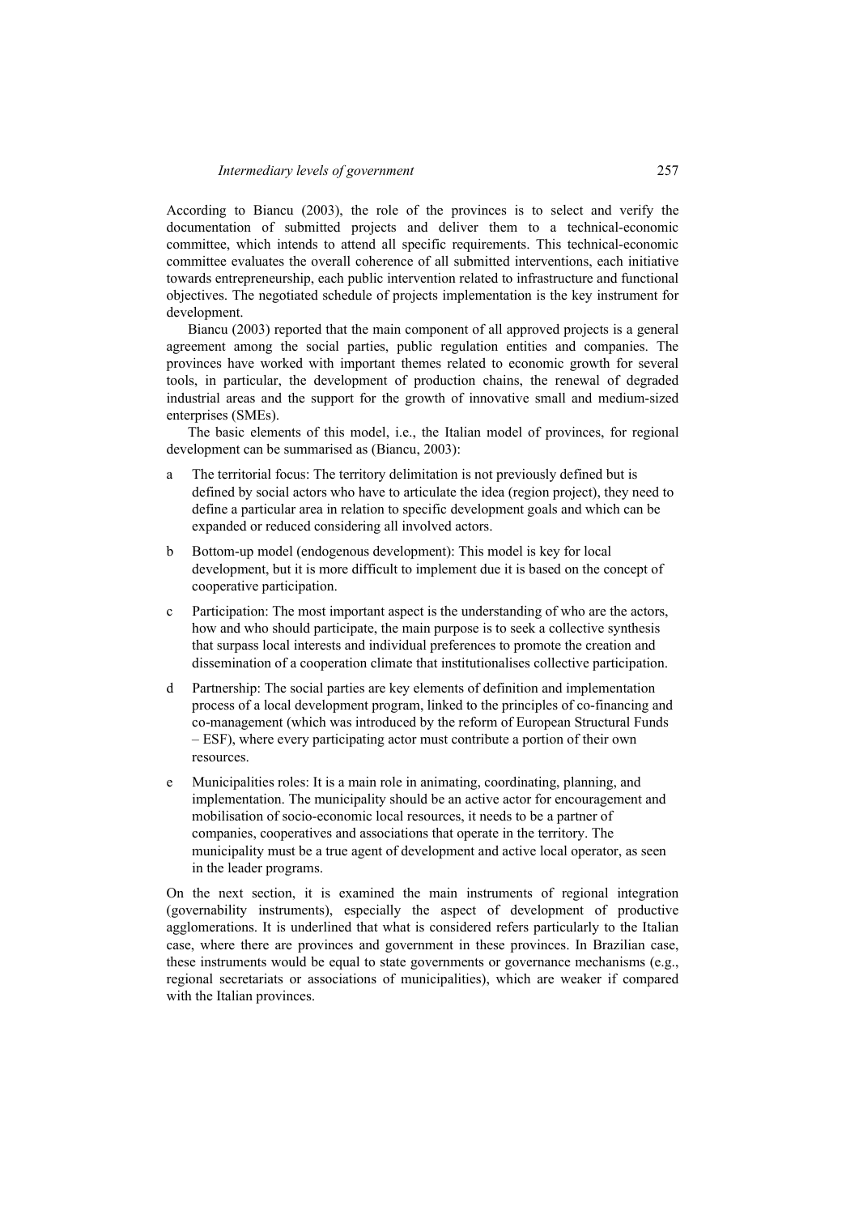According to Biancu (2003), the role of the provinces is to select and verify the documentation of submitted projects and deliver them to a technical-economic committee, which intends to attend all specific requirements. This technical-economic committee evaluates the overall coherence of all submitted interventions, each initiative towards entrepreneurship, each public intervention related to infrastructure and functional objectives. The negotiated schedule of projects implementation is the key instrument for development.

Biancu (2003) reported that the main component of all approved projects is a general agreement among the social parties, public regulation entities and companies. The provinces have worked with important themes related to economic growth for several tools, in particular, the development of production chains, the renewal of degraded industrial areas and the support for the growth of innovative small and medium-sized enterprises (SMEs).

The basic elements of this model, i.e., the Italian model of provinces, for regional development can be summarised as (Biancu, 2003):

a The territorial focus: The territory delimitation is not previously defined but is defined by social actors who have to articulate the idea (region project), they need to define a particular area in relation to specific development goals and which can be expanded or reduced considering all involved actors.

b Bottom-up model (endogenous development): This model is key for local development, but it is more difficult to implement due it is based on the concept of cooperative participation.

c Participation: The most important aspect is the understanding of who are the actors, how and who should participate, the main purpose is to seek a collective synthesis that surpass local interests and individual preferences to promote the creation and dissemination of a cooperation climate that institutionalises collective participation.

d Partnership: The social parties are key elements of definition and implementation process of a local development program, linked to the principles of co-financing and co-management (which was introduced by the reform of European Structural Funds – ESF), where every participating actor must contribute a portion of their own resources.

e Municipalities roles: It is a main role in animating, coordinating, planning, and implementation. The municipality should be an active actor for encouragement and mobilisation of socio-economic local resources, it needs to be a partner of companies, cooperatives and associations that operate in the territory. The municipality must be a true agent of development and active local operator, as seen in the leader programs.

On the next section, it is examined the main instruments of regional integration (governability instruments), especially the aspect of development of productive agglomerations. It is underlined that what is considered refers particularly to the Italian case, where there are provinces and government in these provinces. In Brazilian case, these instruments would be equal to state governments or governance mechanisms (e.g., regional secretariats or associations of municipalities), which are weaker if compared with the Italian provinces.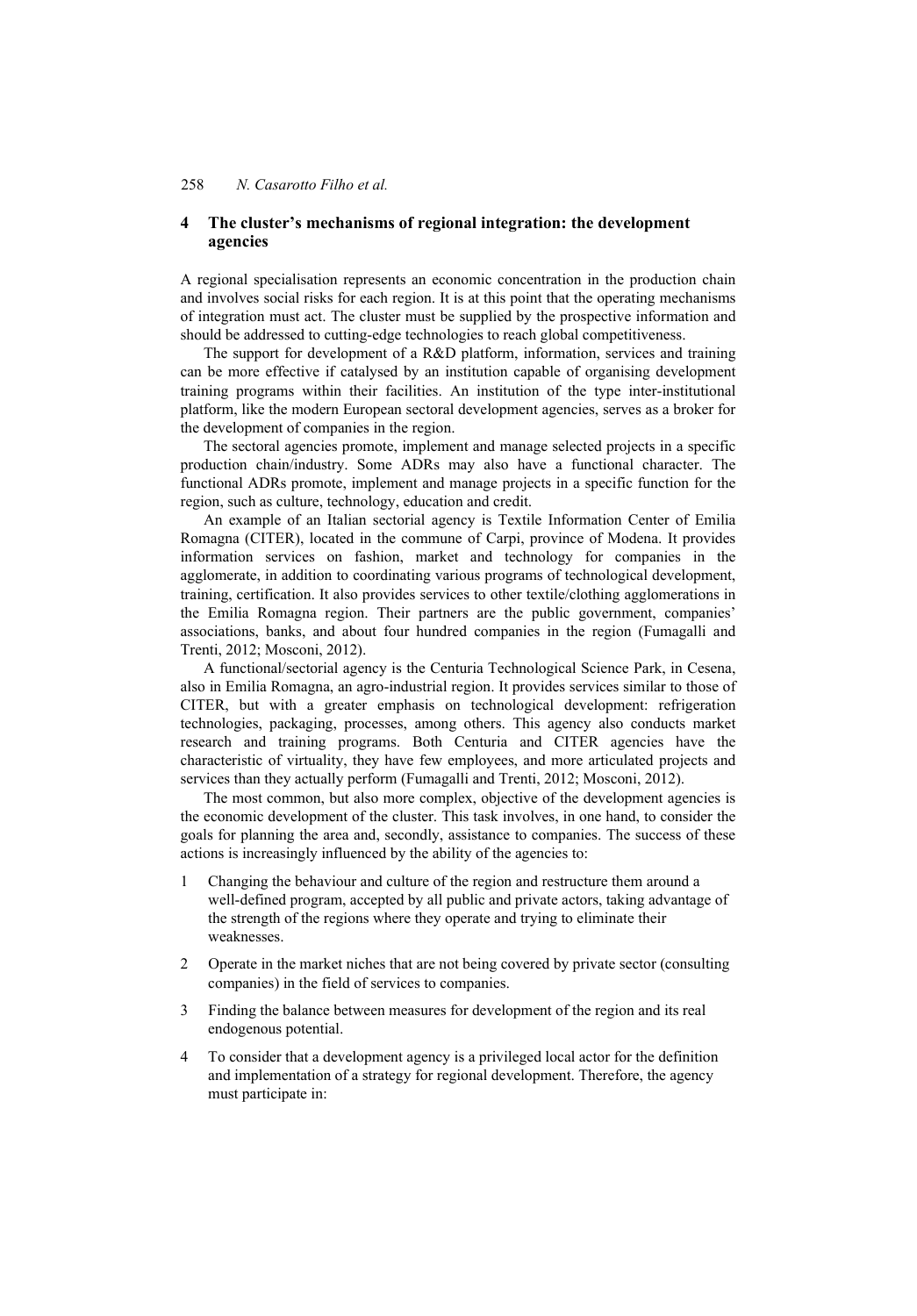## 4 The cluster's mechanisms of regional integration: the development agencies

A regional specialisation represents an economic concentration in the production chain and involves social risks for each region. It is at this point that the operating mechanisms of integration must act. The cluster must be supplied by the prospective information and should be addressed to cutting-edge technologies to reach global competitiveness.

The support for development of a R&D platform, information, services and training can be more effective if catalysed by an institution capable of organising development training programs within their facilities. An institution of the type inter-institutional platform, like the modern European sectoral development agencies, serves as a broker for the development of companies in the region.

The sectoral agencies promote, implement and manage selected projects in a specific production chain/industry. Some ADRs may also have a functional character. The functional ADRs promote, implement and manage projects in a specific function for the region, such as culture, technology, education and credit.

An example of an Italian sectorial agency is Textile Information Center of Emilia Romagna (CITER), located in the commune of Carpi, province of Modena. It provides information services on fashion, market and technology for companies in the agglomerate, in addition to coordinating various programs of technological development, training, certification. It also provides services to other textile/clothing agglomerations in the Emilia Romagna region. Their partners are the public government, companies' associations, banks, and about four hundred companies in the region (Fumagalli and Trenti, 2012; Mosconi, 2012).

A functional/sectorial agency is the Centuria Technological Science Park, in Cesena, also in Emilia Romagna, an agro-industrial region. It provides services similar to those of CITER, but with a greater emphasis on technological development: refrigeration technologies, packaging, processes, among others. This agency also conducts market research and training programs. Both Centuria and CITER agencies have the characteristic of virtuality, they have few employees, and more articulated projects and services than they actually perform (Fumagalli and Trenti, 2012; Mosconi, 2012).

The most common, but also more complex, objective of the development agencies is the economic development of the cluster. This task involves, in one hand, to consider the goals for planning the area and, secondly, assistance to companies. The success of these actions is increasingly influenced by the ability of the agencies to:

1. Changing the behaviour and culture of the region and restructure them around a well-defined program, accepted by all public and private actors, taking advantage of the strength of the regions where they operate and trying to eliminate their weaknesses.
2. Operate in the market niches that are not being covered by private sector (consulting companies) in the field of services to companies.
3. Finding the balance between measures for development of the region and its real endogenous potential.
4. To consider that a development agency is a privileged local actor for the definition and implementation of a strategy for regional development. Therefore, the agency must participate in: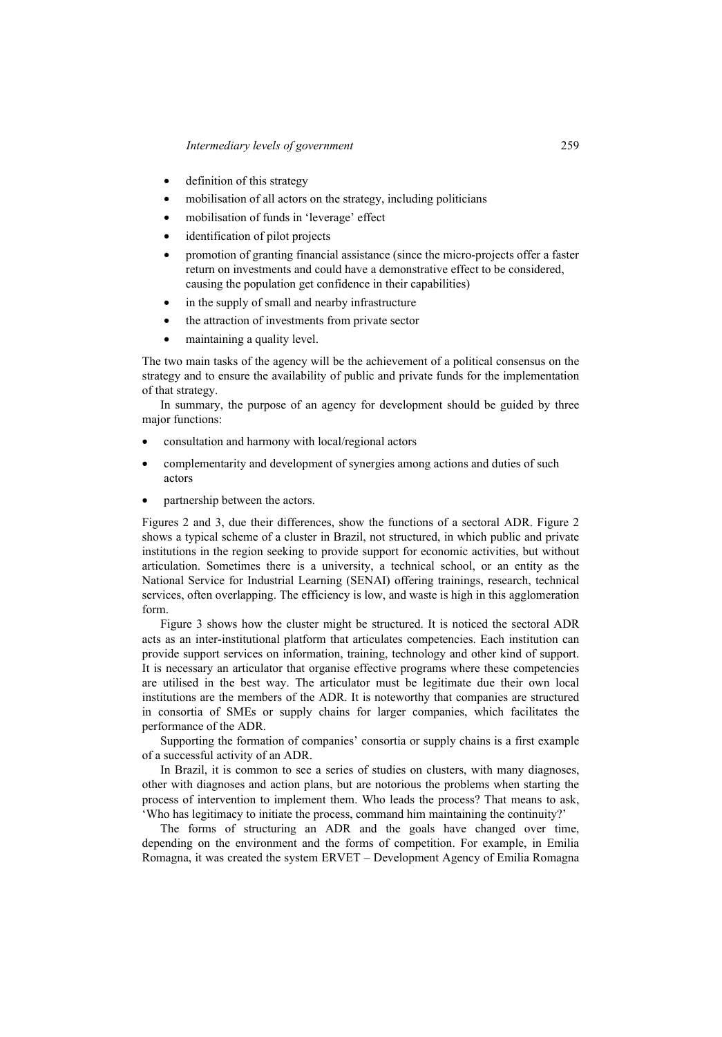- definition of this strategy
- mobilisation of all actors on the strategy, including politicians
- mobilisation of funds in 'leverage' effect
- identification of pilot projects
- promotion of granting financial assistance (since the micro-projects offer a faster return on investments and could have a demonstrative effect to be considered, causing the population get confidence in their capabilities)
- in the supply of small and nearby infrastructure
- the attraction of investments from private sector
- maintaining a quality level.

The two main tasks of the agency will be the achievement of a political consensus on the strategy and to ensure the availability of public and private funds for the implementation of that strategy.

In summary, the purpose of an agency for development should be guided by three major functions:

- consultation and harmony with local/regional actors
- complementarity and development of synergies among actions and duties of such actors
- partnership between the actors.

Figures 2 and 3, due their differences, show the functions of a sectoral ADR. Figure 2 shows a typical scheme of a cluster in Brazil, not structured, in which public and private institutions in the region seeking to provide support for economic activities, but without articulation. Sometimes there is a university, a technical school, or an entity as the National Service for Industrial Learning (SENAI) offering trainings, research, technical services, often overlapping. The efficiency is low, and waste is high in this agglomeration form.

Figure 3 shows how the cluster might be structured. It is noticed the sectoral ADR acts as an inter-institutional platform that articulates competencies. Each institution can provide support services on information, training, technology and other kind of support. It is necessary an articulator that organise effective programs where these competencies are utilised in the best way. The articulator must be legitimate due their own local institutions are the members of the ADR. It is noteworthy that companies are structured in consortia of SMEs or supply chains for larger companies, which facilitates the performance of the ADR.

Supporting the formation of companies' consortia or supply chains is a first example of a successful activity of an ADR.

In Brazil, it is common to see a series of studies on clusters, with many diagnoses, other with diagnoses and action plans, but are notorious the problems when starting the process of intervention to implement them. Who leads the process? That means to ask, 'Who has legitimacy to initiate the process, command him maintaining the continuity?'

The forms of structuring an ADR and the goals have changed over time, depending on the environment and the forms of competition. For example, in Emilia Romagna, it was created the system ERVET – Development Agency of Emilia Romagna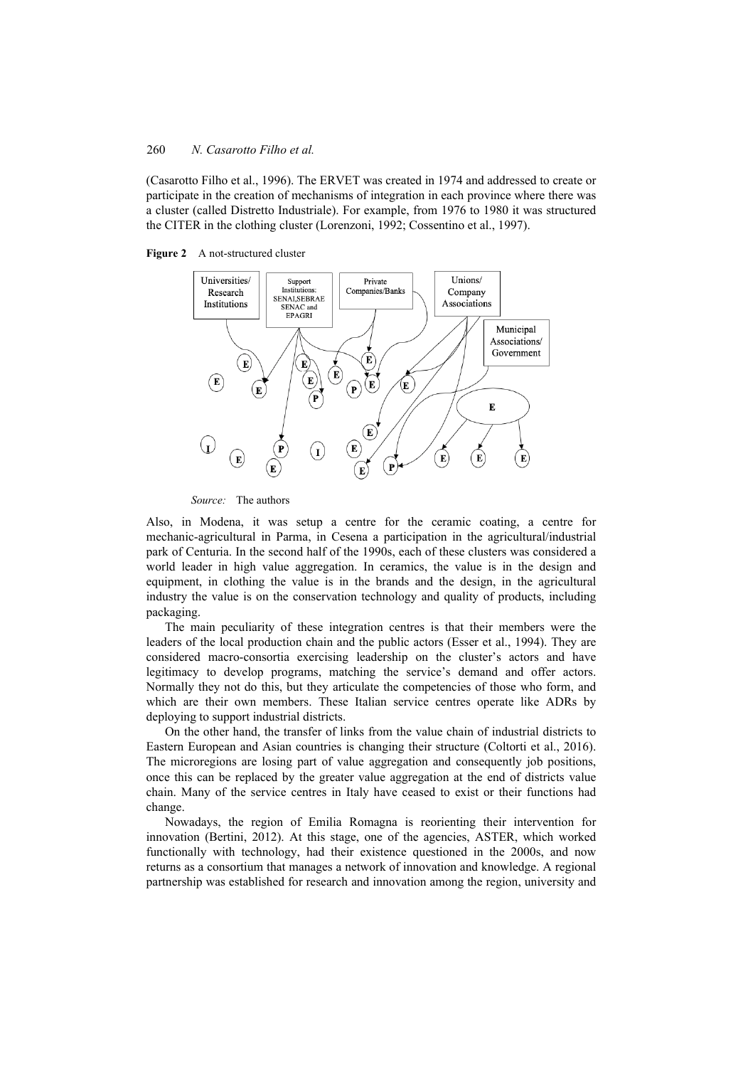(Casarotto Filho et al., 1996). The ERVET was created in 1974 and addressed to create or participate in the creation of mechanisms of integration in each province where there was a cluster (called Distretto Industriale). For example, from 1976 to 1980 it was structured the CITER in the clothing cluster (Lorenzoni, 1992; Cossentino et al., 1997).

**Figure 2** A not-structured cluster

*Source:* The authors

Also, in Modena, it was setup a centre for the ceramic coating, a centre for mechanic-agricultural in Parma, in Cesena a participation in the agricultural/industrial park of Centuria. In the second half of the 1990s, each of these clusters was considered a world leader in high value aggregation. In ceramics, the value is in the design and equipment, in clothing the value is in the brands and the design, in the agricultural industry the value is on the conservation technology and quality of products, including packaging.

The main peculiarity of these integration centres is that their members were the leaders of the local production chain and the public actors (Esser et al., 1994). They are considered macro-consortia exercising leadership on the cluster's actors and have legitimacy to develop programs, matching the service's demand and offer actors. Normally they not do this, but they articulate the competencies of those who form, and which are their own members. These Italian service centres operate like ADRs by deploying to support industrial districts.

On the other hand, the transfer of links from the value chain of industrial districts to Eastern European and Asian countries is changing their structure (Coltorti et al., 2016). The microregions are losing part of value aggregation and consequently job positions, once this can be replaced by the greater value aggregation at the end of districts value chain. Many of the service centres in Italy have ceased to exist or their functions had change.

Nowadays, the region of Emilia Romagna is reorienting their intervention for innovation (Bertini, 2012). At this stage, one of the agencies, ASTER, which worked functionally with technology, had their existence questioned in the 2000s, and now returns as a consortium that manages a network of innovation and knowledge. A regional partnership was established for research and innovation among the region, university and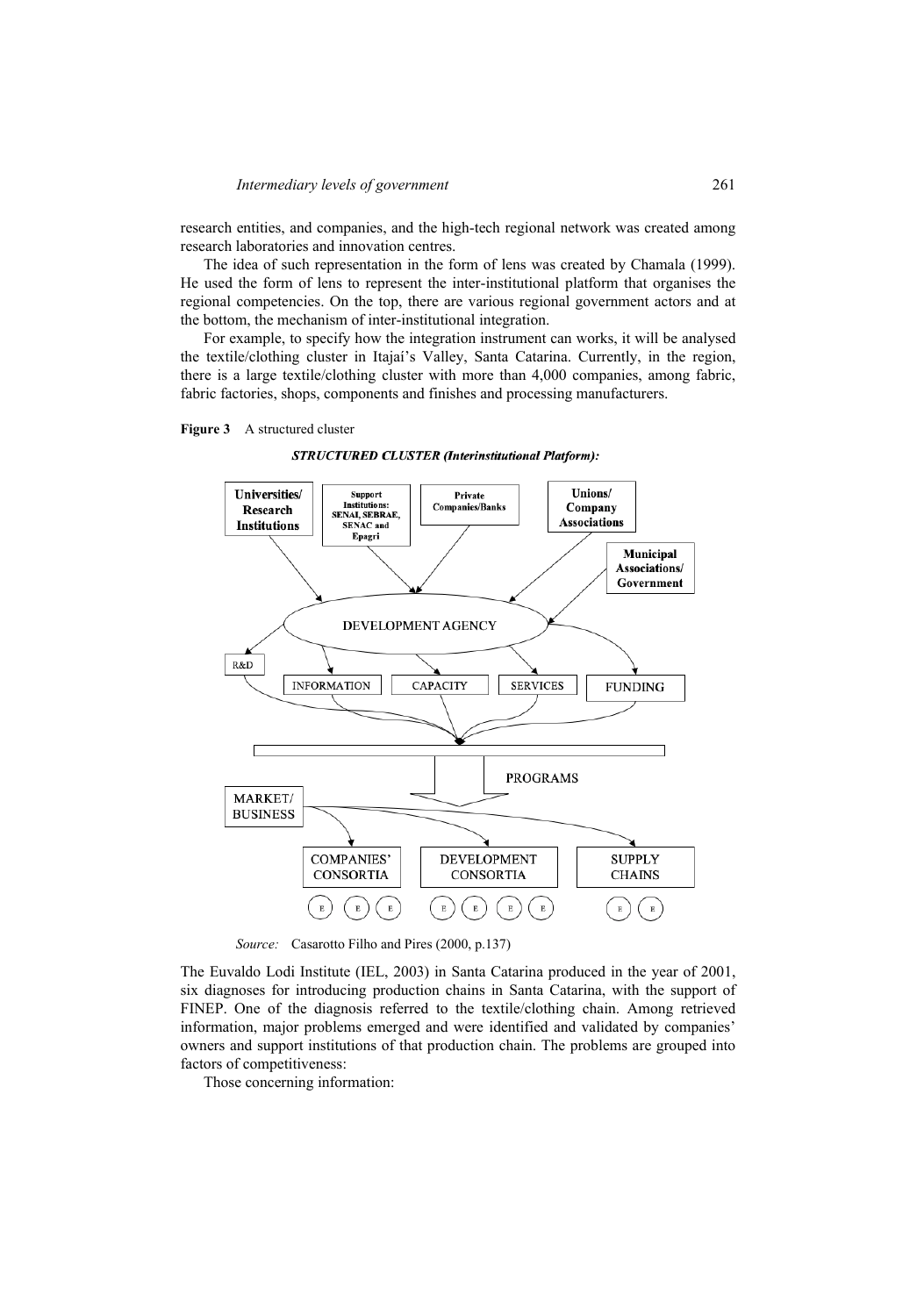research entities, and companies, and the high-tech regional network was created among research laboratories and innovation centres.

The idea of such representation in the form of lens was created by Chamala (1999). He used the form of lens to represent the inter-institutional platform that organises the regional competencies. On the top, there are various regional government actors and at the bottom, the mechanism of inter-institutional integration.

For example, to specify how the integration instrument can works, it will be analysed the textile/clothing cluster in Itajaí's Valley, Santa Catarina. Currently, in the region, there is a large textile/clothing cluster with more than 4,000 companies, among fabric, fabric factories, shops, components and finishes and processing manufacturers.

**Figure 3** A structured cluster

*Source:* Casarotto Filho and Pires (2000, p.137)

The Euvaldo Lodi Institute (IEL, 2003) in Santa Catarina produced in the year of 2001, six diagnoses for introducing production chains in Santa Catarina, with the support of FINEP. One of the diagnosis referred to the textile/clothing chain. Among retrieved information, major problems emerged and were identified and validated by companies' owners and support institutions of that production chain. The problems are grouped into factors of competitiveness:

Those concerning information: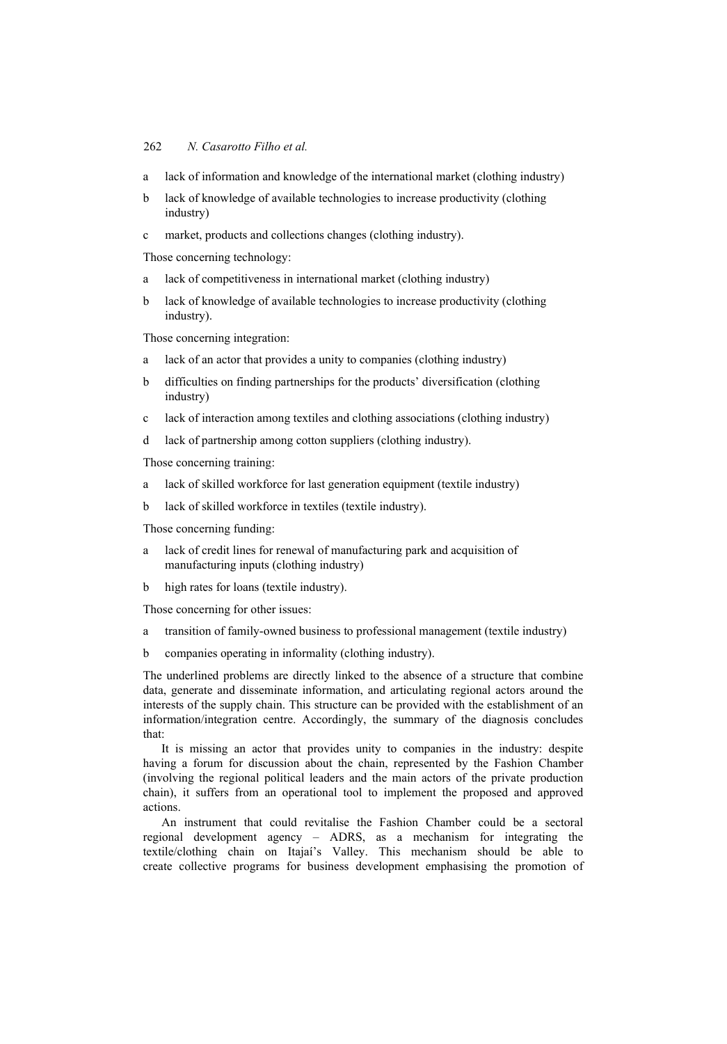a lack of information and knowledge of the international market (clothing industry)

b lack of knowledge of available technologies to increase productivity (clothing industry)

c market, products and collections changes (clothing industry).

Those concerning technology:

a lack of competitiveness in international market (clothing industry)

b lack of knowledge of available technologies to increase productivity (clothing industry).

Those concerning integration:

a lack of an actor that provides a unity to companies (clothing industry)

b difficulties on finding partnerships for the products' diversification (clothing industry)

c lack of interaction among textiles and clothing associations (clothing industry)

d lack of partnership among cotton suppliers (clothing industry).

Those concerning training:

a lack of skilled workforce for last generation equipment (textile industry)

b lack of skilled workforce in textiles (textile industry).

Those concerning funding:

a lack of credit lines for renewal of manufacturing park and acquisition of manufacturing inputs (clothing industry)

b high rates for loans (textile industry).

Those concerning for other issues:

a transition of family-owned business to professional management (textile industry)

b companies operating in informality (clothing industry).

The underlined problems are directly linked to the absence of a structure that combine data, generate and disseminate information, and articulating regional actors around the interests of the supply chain. This structure can be provided with the establishment of an information/integration centre. Accordingly, the summary of the diagnosis concludes that:

It is missing an actor that provides unity to companies in the industry: despite having a forum for discussion about the chain, represented by the Fashion Chamber (involving the regional political leaders and the main actors of the private production chain), it suffers from an operational tool to implement the proposed and approved actions.

An instrument that could revitalise the Fashion Chamber could be a sectoral regional development agency – ADRS, as a mechanism for integrating the textile/clothing chain on Itajaí's Valley. This mechanism should be able to create collective programs for business development emphasising the promotion of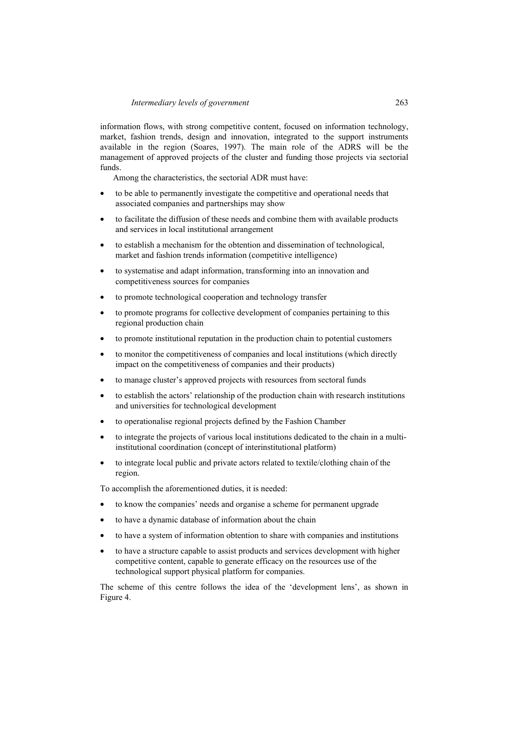information flows, with strong competitive content, focused on information technology, market, fashion trends, design and innovation, integrated to the support instruments available in the region (Soares, 1997). The main role of the ADRS will be the management of approved projects of the cluster and funding those projects via sectorial funds.

Among the characteristics, the sectorial ADR must have:

- to be able to permanently investigate the competitive and operational needs that associated companies and partnerships may show
- to facilitate the diffusion of these needs and combine them with available products and services in local institutional arrangement
- to establish a mechanism for the obtention and dissemination of technological, market and fashion trends information (competitive intelligence)
- to systematise and adapt information, transforming into an innovation and competitiveness sources for companies
- to promote technological cooperation and technology transfer
- to promote programs for collective development of companies pertaining to this regional production chain
- to promote institutional reputation in the production chain to potential customers
- to monitor the competitiveness of companies and local institutions (which directly impact on the competitiveness of companies and their products)
- to manage cluster's approved projects with resources from sectoral funds
- to establish the actors' relationship of the production chain with research institutions and universities for technological development
- to operationalise regional projects defined by the Fashion Chamber
- to integrate the projects of various local institutions dedicated to the chain in a multi-institutional coordination (concept of interinstitutional platform)
- to integrate local public and private actors related to textile/clothing chain of the region.

To accomplish the aforementioned duties, it is needed:

- to know the companies' needs and organise a scheme for permanent upgrade
- to have a dynamic database of information about the chain
- to have a system of information obtention to share with companies and institutions
- to have a structure capable to assist products and services development with higher competitive content, capable to generate efficacy on the resources use of the technological support physical platform for companies.

The scheme of this centre follows the idea of the 'development lens', as shown in Figure 4.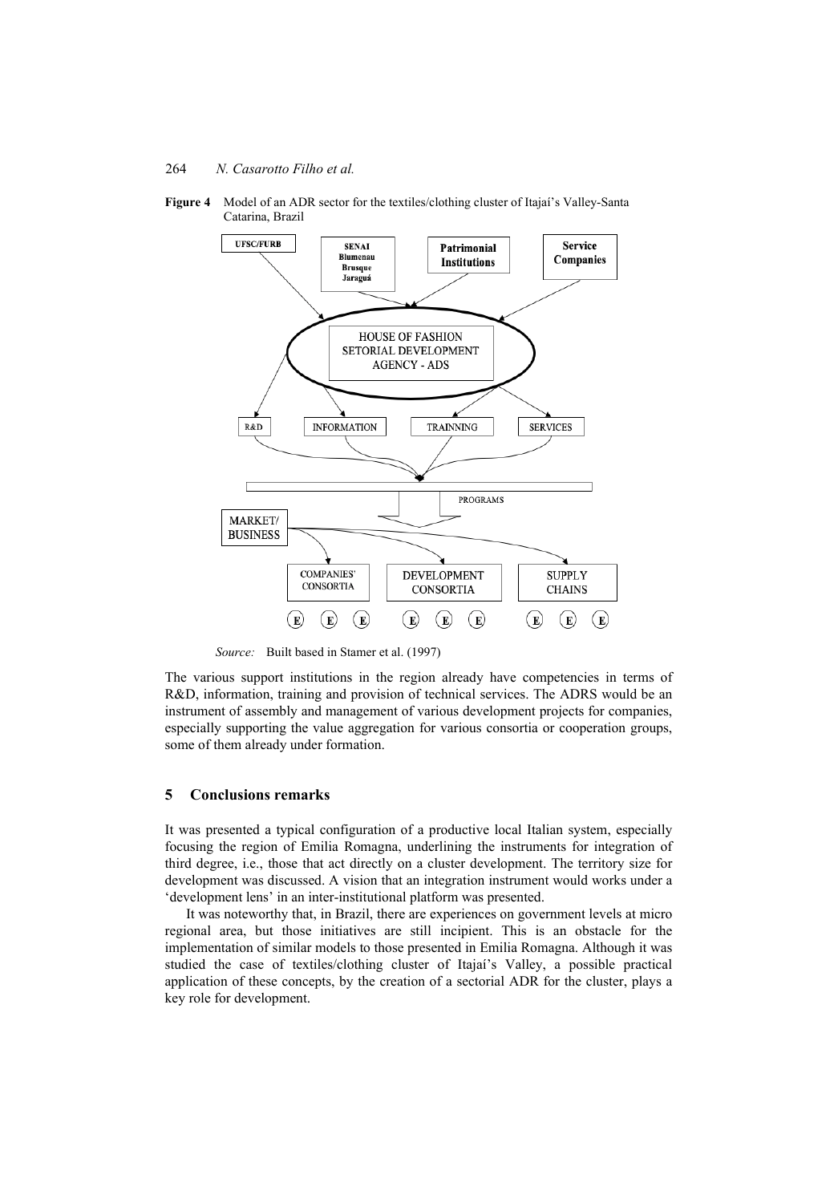**Figure 4** Model of an ADR sector for the textiles/clothing cluster of Itajaí's Valley-Santa Catarina, Brazil

*Source:* Built based in Stamer et al. (1997)

The various support institutions in the region already have competencies in terms of R&D, information, training and provision of technical services. The ADRS would be an instrument of assembly and management of various development projects for companies, especially supporting the value aggregation for various consortia or cooperation groups, some of them already under formation.

## 5 Conclusions remarks

It was presented a typical configuration of a productive local Italian system, especially focusing the region of Emilia Romagna, underlining the instruments for integration of third degree, i.e., those that act directly on a cluster development. The territory size for development was discussed. A vision that an integration instrument would works under a 'development lens' in an inter-institutional platform was presented.

It was noteworthy that, in Brazil, there are experiences on government levels at micro regional area, but those initiatives are still incipient. This is an obstacle for the implementation of similar models to those presented in Emilia Romagna. Although it was studied the case of textiles/clothing cluster of Itajaí's Valley, a possible practical application of these concepts, by the creation of a sectorial ADR for the cluster, plays a key role for development.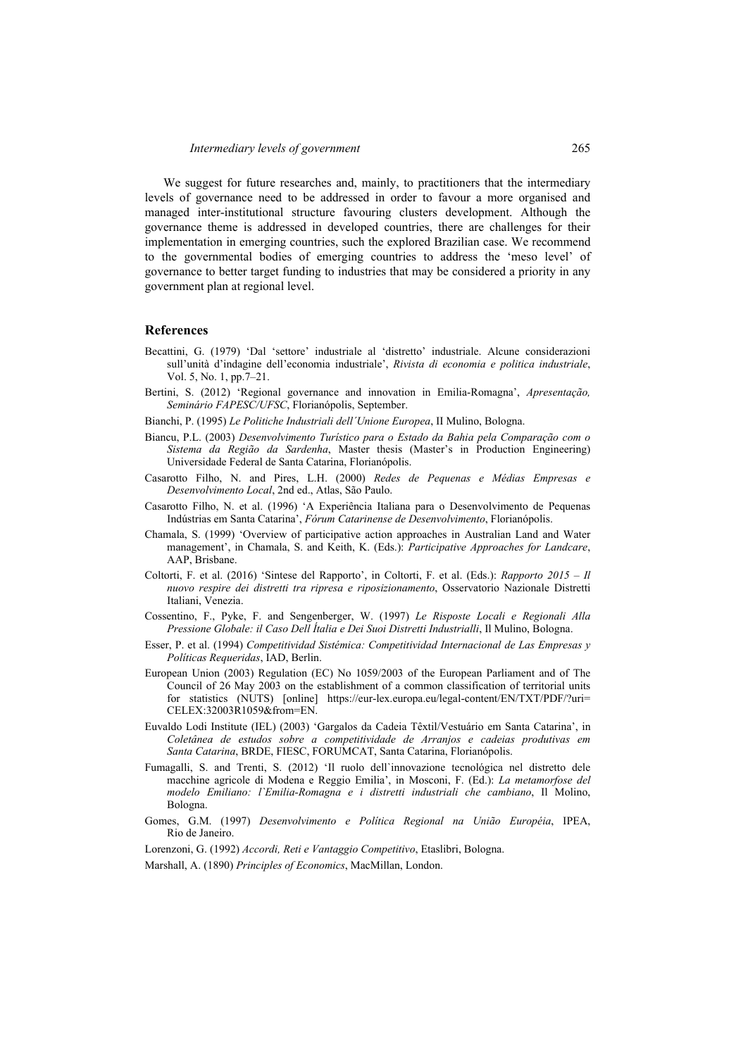We suggest for future researches and, mainly, to practitioners that the intermediary levels of governance need to be addressed in order to favour a more organised and managed inter-institutional structure favouring clusters development. Although the governance theme is addressed in developed countries, there are challenges for their implementation in emerging countries, such the explored Brazilian case. We recommend to the governmental bodies of emerging countries to address the 'meso level' of governance to better target funding to industries that may be considered a priority in any government plan at regional level.

## References

Becattini, G. (1979) 'Dal 'settore' industriale al 'distretto' industriale. Alcune considerazioni sull'unità d'indagine dell'economia industriale', *Rivista di economia e politica industriale*, Vol. 5, No. 1, pp.7–21.

Bertini, S. (2012) 'Regional governance and innovation in Emilia-Romagna', *Apresentação, Seminário FAPESC/UFSC*, Florianópolis, September.

Bianchi, P. (1995) *Le Politiche Industriali dell´Unione Europea*, II Mulino, Bologna.

Biancu, P.L. (2003) *Desenvolvimento Turístico para o Estado da Bahia pela Comparação com o Sistema da Região da Sardenha*, Master thesis (Master's in Production Engineering) Universidade Federal de Santa Catarina, Florianópolis.

Casarotto Filho, N. and Pires, L.H. (2000) *Redes de Pequenas e Médias Empresas e Desenvolvimento Local*, 2nd ed., Atlas, São Paulo.

Casarotto Filho, N. et al. (1996) 'A Experiência Italiana para o Desenvolvimento de Pequenas Indústrias em Santa Catarina', *Fórum Catarinense de Desenvolvimento*, Florianópolis.

Chamala, S. (1999) 'Overview of participative action approaches in Australian Land and Water management', in Chamala, S. and Keith, K. (Eds.): *Participative Approaches for Landcare*, AAP, Brisbane.

Coltorti, F. et al. (2016) 'Sintese del Rapporto', in Coltorti, F. et al. (Eds.): *Rapporto 2015 – Il nuovo respire dei distretti tra ripresa e riposizionamento*, Osservatorio Nazionale Distretti Italiani, Venezia.

Cossentino, F., Pyke, F. and Sengenberger, W. (1997) *Le Risposte Locali e Regionali Alla Pressione Globale: il Caso Dell Ítalia e Dei Suoi Distretti Industrialli*, Il Mulino, Bologna.

Esser, P. et al. (1994) *Competitividad Sistémica: Competitividad Internacional de Las Empresas y Políticas Requeridas*, IAD, Berlin.

European Union (2003) Regulation (EC) No 1059/2003 of the European Parliament and of The Council of 26 May 2003 on the establishment of a common classification of territorial units for statistics (NUTS) [online] https://eur-lex.europa.eu/legal-content/EN/TXT/PDF/?uri=CELEX:32003R1059&from=EN.

Euvaldo Lodi Institute (IEL) (2003) 'Gargalos da Cadeia Têxtil/Vestuário em Santa Catarina', in *Coletânea de estudos sobre a competitividade de Arranjos e cadeias produtivas em Santa Catarina*, BRDE, FIESC, FORUMCAT, Santa Catarina, Florianópolis.

Fumagalli, S. and Trenti, S. (2012) 'Il ruolo dell`innovazione tecnológica nel distretto dele macchine agricole di Modena e Reggio Emilia', in Mosconi, F. (Ed.): *La metamorfose del modelo Emiliano: l`Emilia-Romagna e i distretti industriali che cambiano*, Il Molino, Bologna.

Gomes, G.M. (1997) *Desenvolvimento e Política Regional na União Européia*, IPEA, Rio de Janeiro.

Lorenzoni, G. (1992) *Accordi, Reti e Vantaggio Competitivo*, Etaslibri, Bologna.

Marshall, A. (1890) *Principles of Economics*, MacMillan, London.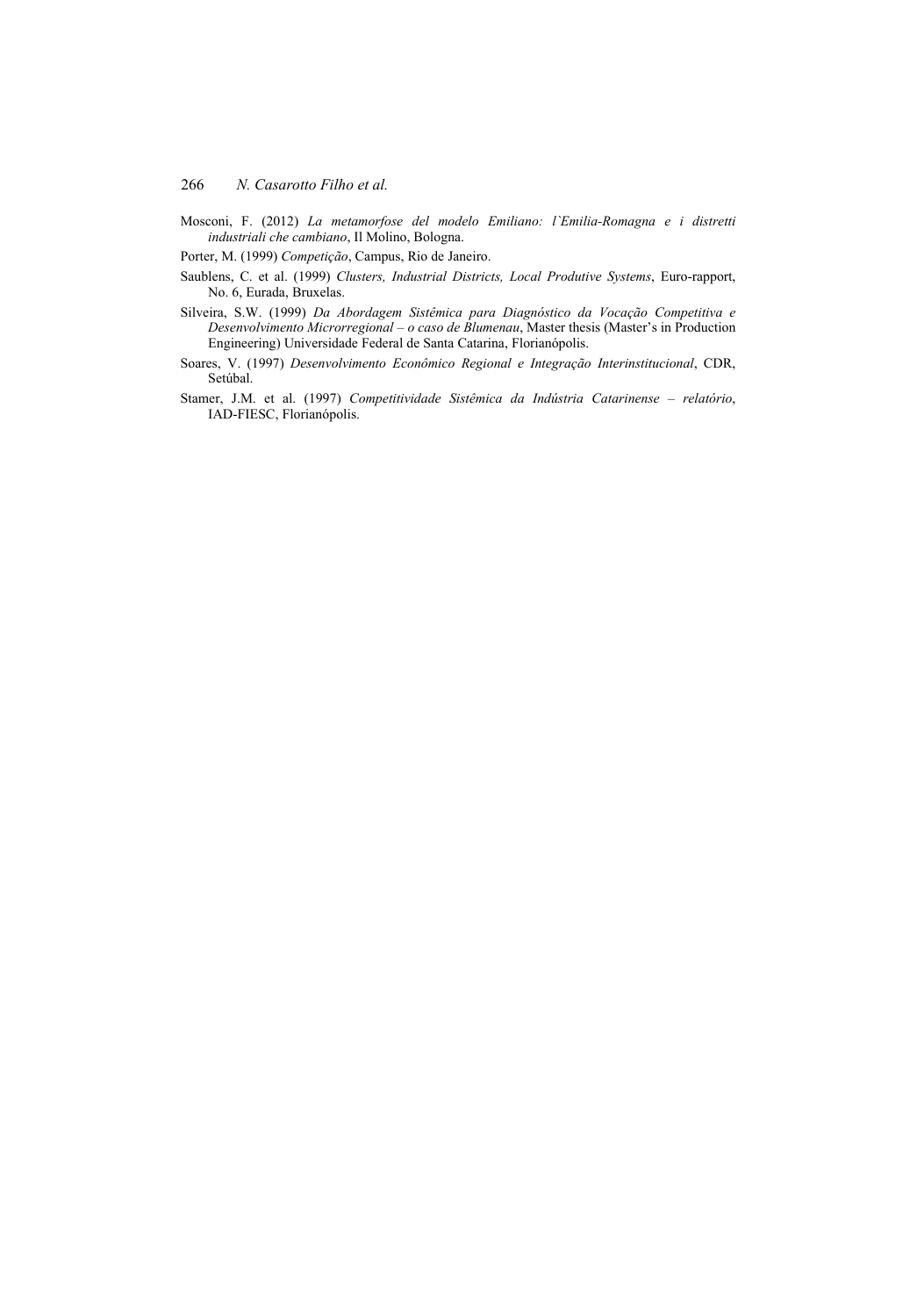Mosconi, F. (2012) *La metamorfose del modelo Emiliano: l`Emilia-Romagna e i distretti industriali che cambiano*, Il Molino, Bologna.

Porter, M. (1999) *Competição*, Campus, Rio de Janeiro.

Saublens, C. et al. (1999) *Clusters, Industrial Districts, Local Produtive Systems*, Euro-rapport, No. 6, Eurada, Bruxelas.

Silveira, S.W. (1999) *Da Abordagem Sistêmica para Diagnóstico da Vocação Competitiva e Desenvolvimento Microrregional – o caso de Blumenau*, Master thesis (Master's in Production Engineering) Universidade Federal de Santa Catarina, Florianópolis.

Soares, V. (1997) *Desenvolvimento Econômico Regional e Integração Interinstitucional*, CDR, Setúbal.

Stamer, J.M. et al. (1997) *Competitividade Sistêmica da Indústria Catarinense – relatório*, IAD-FIESC, Florianópolis.